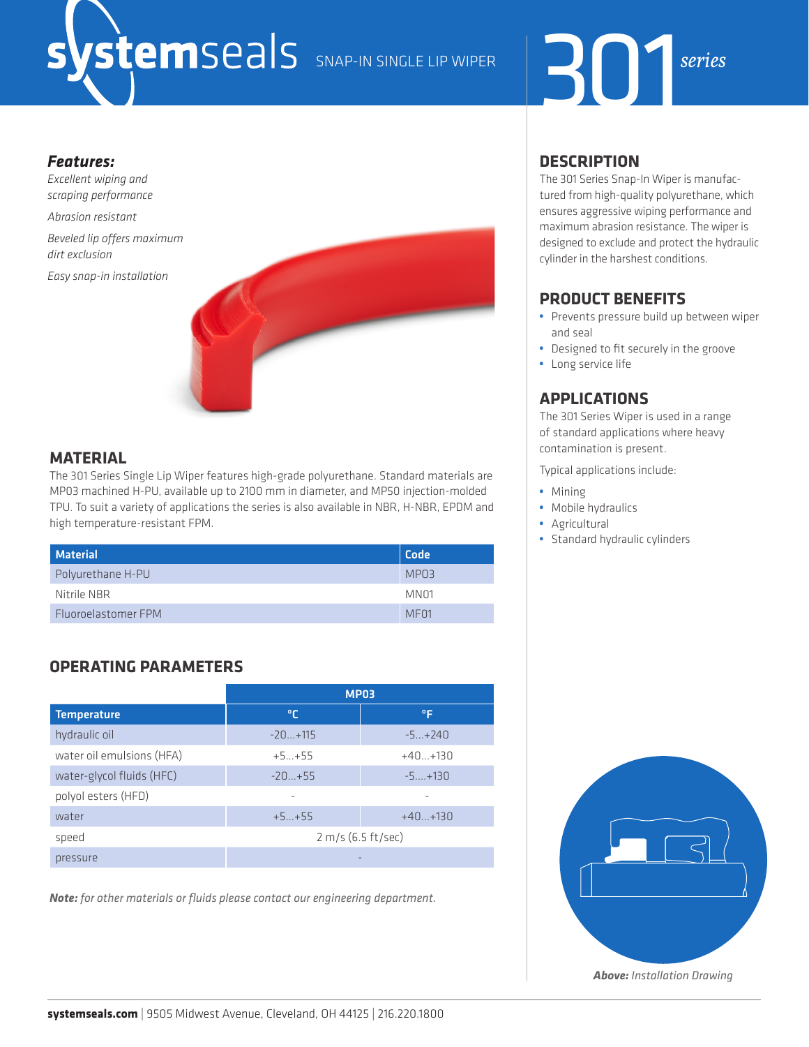# systemseals SNAP-IN SINGLE LIP WIPER

# 301 series

***Features:***

*Excellent wiping and scraping performance*

*Abrasion resistant*

*Beveled lip offers maximum dirt exclusion*

*Easy snap-in installation*

## MATERIAL

The 301 Series Single Lip Wiper features high-grade polyurethane. Standard materials are MP03 machined H-PU, available up to 2100 mm in diameter, and MP50 injection-molded TPU. To suit a variety of applications the series is also available in NBR, H-NBR, EPDM and high temperature-resistant FPM.

| Material | Code |
|---|---|
| Polyurethane H-PU | MP03 |
| Nitrile NBR | MN01 |
| Fluoroelastomer FPM | MF01 |

## OPERATING PARAMETERS

| | MP03 | |
|---|---|---|
| **Temperature** | **°C** | **°F** |
| hydraulic oil | -20...+115 | -5...+240 |
| water oil emulsions (HFA) | +5...+55 | +40...+130 |
| water-glycol fluids (HFC) | -20...+55 | -5....+130 |
| polyol esters (HFD) | - | - |
| water | +5...+55 | +40...+130 |
| speed | 2 m/s (6.5 ft/sec) | |
| pressure | - | |

***Note:*** *for other materials or fluids please contact our engineering department.*

## DESCRIPTION

The 301 Series Snap-In Wiper is manufactured from high-quality polyurethane, which ensures aggressive wiping performance and maximum abrasion resistance. The wiper is designed to exclude and protect the hydraulic cylinder in the harshest conditions.

## PRODUCT BENEFITS

- Prevents pressure build up between wiper and seal
- Designed to fit securely in the groove
- Long service life

## APPLICATIONS

The 301 Series Wiper is used in a range of standard applications where heavy contamination is present.

Typical applications include:

- Mining
- Mobile hydraulics
- Agricultural
- Standard hydraulic cylinders

***Above:*** *Installation Drawing*

**systemseals.com** | 9505 Midwest Avenue, Cleveland, OH 44125 | 216.220.1800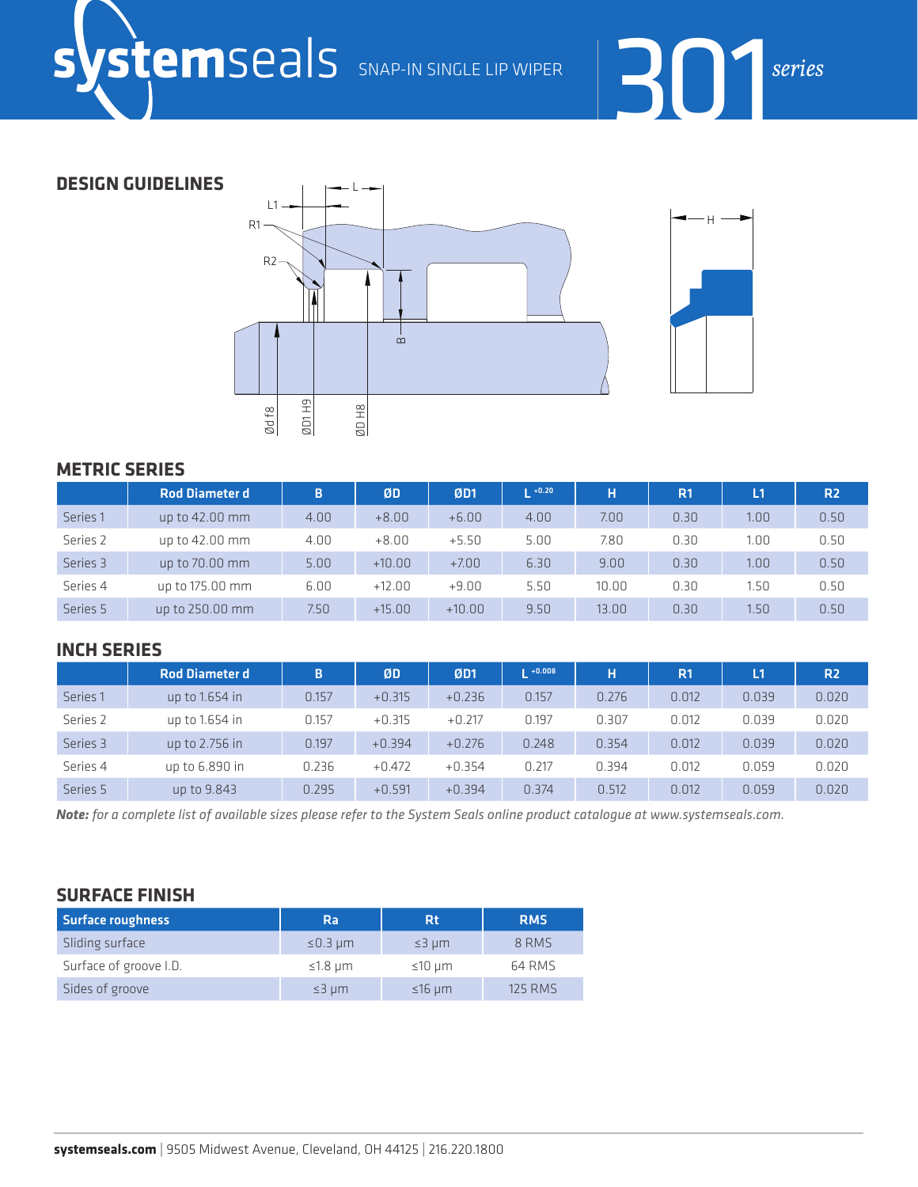# systemseals SNAP-IN SINGLE LIP WIPER 301 series

## DESIGN GUIDELINES

## METRIC SERIES

| | Rod Diameter d | B | ØD | ØD1 | L +0.20 | H | R1 | L1 | R2 |
|---|---|---|---|---|---|---|---|---|---|
| Series 1 | up to 42.00 mm | 4.00 | +8.00 | +6.00 | 4.00 | 7.00 | 0.30 | 1.00 | 0.50 |
| Series 2 | up to 42.00 mm | 4.00 | +8.00 | +5.50 | 5.00 | 7.80 | 0.30 | 1.00 | 0.50 |
| Series 3 | up to 70.00 mm | 5.00 | +10.00 | +7.00 | 6.30 | 9.00 | 0.30 | 1.00 | 0.50 |
| Series 4 | up to 175.00 mm | 6.00 | +12.00 | +9.00 | 5.50 | 10.00 | 0.30 | 1.50 | 0.50 |
| Series 5 | up to 250.00 mm | 7.50 | +15.00 | +10.00 | 9.50 | 13.00 | 0.30 | 1.50 | 0.50 |

## INCH SERIES

| | Rod Diameter d | B | ØD | ØD1 | L +0.008 | H | R1 | L1 | R2 |
|---|---|---|---|---|---|---|---|---|---|
| Series 1 | up to 1.654 in | 0.157 | +0.315 | +0.236 | 0.157 | 0.276 | 0.012 | 0.039 | 0.020 |
| Series 2 | up to 1.654 in | 0.157 | +0.315 | +0.217 | 0.197 | 0.307 | 0.012 | 0.039 | 0.020 |
| Series 3 | up to 2.756 in | 0.197 | +0.394 | +0.276 | 0.248 | 0.354 | 0.012 | 0.039 | 0.020 |
| Series 4 | up to 6.890 in | 0.236 | +0.472 | +0.354 | 0.217 | 0.394 | 0.012 | 0.059 | 0.020 |
| Series 5 | up to 9.843 | 0.295 | +0.591 | +0.394 | 0.374 | 0.512 | 0.012 | 0.059 | 0.020 |

***Note:*** *for a complete list of available sizes please refer to the System Seals online product catalogue at www.systemseals.com.*

## SURFACE FINISH

| Surface roughness | Ra | Rt | RMS |
|---|---|---|---|
| Sliding surface | ≤0.3 µm | ≤3 µm | 8 RMS |
| Surface of groove I.D. | ≤1.8 µm | ≤10 µm | 64 RMS |
| Sides of groove | ≤3 µm | ≤16 µm | 125 RMS |

**systemseals.com** | 9505 Midwest Avenue, Cleveland, OH 44125 | 216.220.1800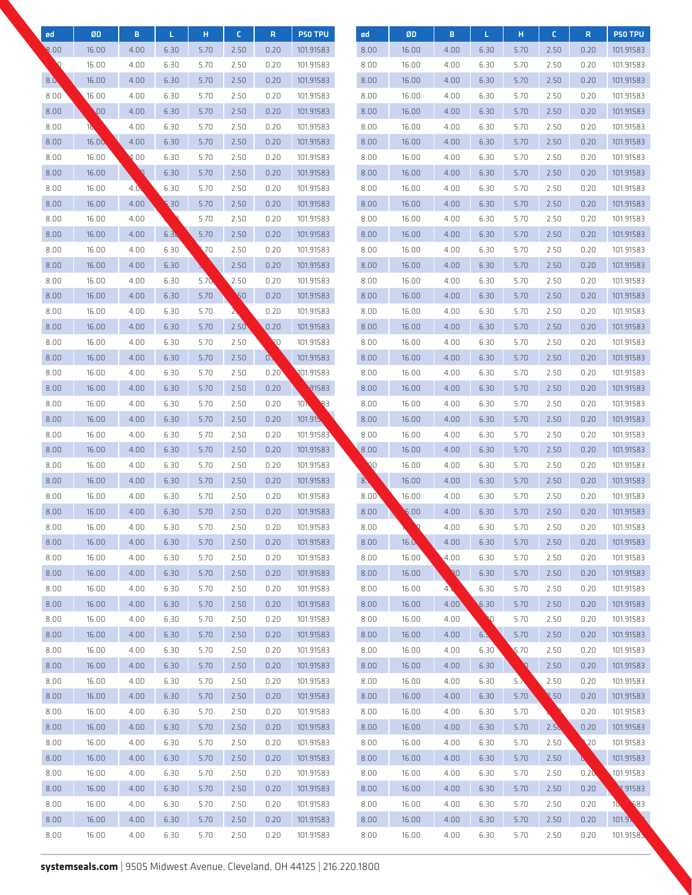| ød | ØD | B | L | H | C | R | P50 TPU |
|---|---|---|---|---|---|---|---|
| 8.00 | 16.00 | 4.00 | 6.30 | 5.70 | 2.50 | 0.20 | 101.91583 |
| 8.00 | 16.00 | 4.00 | 6.30 | 5.70 | 2.50 | 0.20 | 101.91583 |
| 8.00 | 16.00 | 4.00 | 6.30 | 5.70 | 2.50 | 0.20 | 101.91583 |
| 8.00 | 16.00 | 4.00 | 6.30 | 5.70 | 2.50 | 0.20 | 101.91583 |
| 8.00 | 16.00 | 4.00 | 6.30 | 5.70 | 2.50 | 0.20 | 101.91583 |
| 8.00 | 16.00 | 4.00 | 6.30 | 5.70 | 2.50 | 0.20 | 101.91583 |
| 8.00 | 16.00 | 4.00 | 6.30 | 5.70 | 2.50 | 0.20 | 101.91583 |
| 8.00 | 16.00 | 4.00 | 6.30 | 5.70 | 2.50 | 0.20 | 101.91583 |
| 8.00 | 16.00 | 4.00 | 6.30 | 5.70 | 2.50 | 0.20 | 101.91583 |
| 8.00 | 16.00 | 4.00 | 6.30 | 5.70 | 2.50 | 0.20 | 101.91583 |
| 8.00 | 16.00 | 4.00 | 6.30 | 5.70 | 2.50 | 0.20 | 101.91583 |
| 8.00 | 16.00 | 4.00 | 6.30 | 5.70 | 2.50 | 0.20 | 101.91583 |
| 8.00 | 16.00 | 4.00 | 6.30 | 5.70 | 2.50 | 0.20 | 101.91583 |
| 8.00 | 16.00 | 4.00 | 6.30 | 5.70 | 2.50 | 0.20 | 101.91583 |
| 8.00 | 16.00 | 4.00 | 6.30 | 5.70 | 2.50 | 0.20 | 101.91583 |
| 8.00 | 16.00 | 4.00 | 6.30 | 5.70 | 2.50 | 0.20 | 101.91583 |
| 8.00 | 16.00 | 4.00 | 6.30 | 5.70 | 2.50 | 0.20 | 101.91583 |
| 8.00 | 16.00 | 4.00 | 6.30 | 5.70 | 2.50 | 0.20 | 101.91583 |
| 8.00 | 16.00 | 4.00 | 6.30 | 5.70 | 2.50 | 0.20 | 101.91583 |
| 8.00 | 16.00 | 4.00 | 6.30 | 5.70 | 2.50 | 0.20 | 101.91583 |
| 8.00 | 16.00 | 4.00 | 6.30 | 5.70 | 2.50 | 0.20 | 101.91583 |
| 8.00 | 16.00 | 4.00 | 6.30 | 5.70 | 2.50 | 0.20 | 101.91583 |
| 8.00 | 16.00 | 4.00 | 6.30 | 5.70 | 2.50 | 0.20 | 101.91583 |
| 8.00 | 16.00 | 4.00 | 6.30 | 5.70 | 2.50 | 0.20 | 101.91583 |
| 8.00 | 16.00 | 4.00 | 6.30 | 5.70 | 2.50 | 0.20 | 101.91583 |
| 8.00 | 16.00 | 4.00 | 6.30 | 5.70 | 2.50 | 0.20 | 101.91583 |
| 8.00 | 16.00 | 4.00 | 6.30 | 5.70 | 2.50 | 0.20 | 101.91583 |
| 8.00 | 16.00 | 4.00 | 6.30 | 5.70 | 2.50 | 0.20 | 101.91583 |
| 8.00 | 16.00 | 4.00 | 6.30 | 5.70 | 2.50 | 0.20 | 101.91583 |
| 8.00 | 16.00 | 4.00 | 6.30 | 5.70 | 2.50 | 0.20 | 101.91583 |
| 8.00 | 16.00 | 4.00 | 6.30 | 5.70 | 2.50 | 0.20 | 101.91583 |
| 8.00 | 16.00 | 4.00 | 6.30 | 5.70 | 2.50 | 0.20 | 101.91583 |
| 8.00 | 16.00 | 4.00 | 6.30 | 5.70 | 2.50 | 0.20 | 101.91583 |
| 8.00 | 16.00 | 4.00 | 6.30 | 5.70 | 2.50 | 0.20 | 101.91583 |
| 8.00 | 16.00 | 4.00 | 6.30 | 5.70 | 2.50 | 0.20 | 101.91583 |
| 8.00 | 16.00 | 4.00 | 6.30 | 5.70 | 2.50 | 0.20 | 101.91583 |
| 8.00 | 16.00 | 4.00 | 6.30 | 5.70 | 2.50 | 0.20 | 101.91583 |
| 8.00 | 16.00 | 4.00 | 6.30 | 5.70 | 2.50 | 0.20 | 101.91583 |
| 8.00 | 16.00 | 4.00 | 6.30 | 5.70 | 2.50 | 0.20 | 101.91583 |
| 8.00 | 16.00 | 4.00 | 6.30 | 5.70 | 2.50 | 0.20 | 101.91583 |
| 8.00 | 16.00 | 4.00 | 6.30 | 5.70 | 2.50 | 0.20 | 101.91583 |
| 8.00 | 16.00 | 4.00 | 6.30 | 5.70 | 2.50 | 0.20 | 101.91583 |
| 8.00 | 16.00 | 4.00 | 6.30 | 5.70 | 2.50 | 0.20 | 101.91583 |
| 8.00 | 16.00 | 4.00 | 6.30 | 5.70 | 2.50 | 0.20 | 101.91583 |
| 8.00 | 16.00 | 4.00 | 6.30 | 5.70 | 2.50 | 0.20 | 101.91583 |
| 8.00 | 16.00 | 4.00 | 6.30 | 5.70 | 2.50 | 0.20 | 101.91583 |
| 8.00 | 16.00 | 4.00 | 6.30 | 5.70 | 2.50 | 0.20 | 101.91583 |
| 8.00 | 16.00 | 4.00 | 6.30 | 5.70 | 2.50 | 0.20 | 101.91583 |
| 8.00 | 16.00 | 4.00 | 6.30 | 5.70 | 2.50 | 0.20 | 101.91583 |
| 8.00 | 16.00 | 4.00 | 6.30 | 5.70 | 2.50 | 0.20 | 101.91583 |
| 8.00 | 16.00 | 4.00 | 6.30 | 5.70 | 2.50 | 0.20 | 101.91583 |
| 8.00 | 16.00 | 4.00 | 6.30 | 5.70 | 2.50 | 0.20 | 101.91583 |

| ød | ØD | B | L | H | C | R | P50 TPU |
|---|---|---|---|---|---|---|---|
| 8.00 | 16.00 | 4.00 | 6.30 | 5.70 | 2.50 | 0.20 | 101.91583 |
| 8.00 | 16.00 | 4.00 | 6.30 | 5.70 | 2.50 | 0.20 | 101.91583 |
| 8.00 | 16.00 | 4.00 | 6.30 | 5.70 | 2.50 | 0.20 | 101.91583 |
| 8.00 | 16.00 | 4.00 | 6.30 | 5.70 | 2.50 | 0.20 | 101.91583 |
| 8.00 | 16.00 | 4.00 | 6.30 | 5.70 | 2.50 | 0.20 | 101.91583 |
| 8.00 | 16.00 | 4.00 | 6.30 | 5.70 | 2.50 | 0.20 | 101.91583 |
| 8.00 | 16.00 | 4.00 | 6.30 | 5.70 | 2.50 | 0.20 | 101.91583 |
| 8.00 | 16.00 | 4.00 | 6.30 | 5.70 | 2.50 | 0.20 | 101.91583 |
| 8.00 | 16.00 | 4.00 | 6.30 | 5.70 | 2.50 | 0.20 | 101.91583 |
| 8.00 | 16.00 | 4.00 | 6.30 | 5.70 | 2.50 | 0.20 | 101.91583 |
| 8.00 | 16.00 | 4.00 | 6.30 | 5.70 | 2.50 | 0.20 | 101.91583 |
| 8.00 | 16.00 | 4.00 | 6.30 | 5.70 | 2.50 | 0.20 | 101.91583 |
| 8.00 | 16.00 | 4.00 | 6.30 | 5.70 | 2.50 | 0.20 | 101.91583 |
| 8.00 | 16.00 | 4.00 | 6.30 | 5.70 | 2.50 | 0.20 | 101.91583 |
| 8.00 | 16.00 | 4.00 | 6.30 | 5.70 | 2.50 | 0.20 | 101.91583 |
| 8.00 | 16.00 | 4.00 | 6.30 | 5.70 | 2.50 | 0.20 | 101.91583 |
| 8.00 | 16.00 | 4.00 | 6.30 | 5.70 | 2.50 | 0.20 | 101.91583 |
| 8.00 | 16.00 | 4.00 | 6.30 | 5.70 | 2.50 | 0.20 | 101.91583 |
| 8.00 | 16.00 | 4.00 | 6.30 | 5.70 | 2.50 | 0.20 | 101.91583 |
| 8.00 | 16.00 | 4.00 | 6.30 | 5.70 | 2.50 | 0.20 | 101.91583 |
| 8.00 | 16.00 | 4.00 | 6.30 | 5.70 | 2.50 | 0.20 | 101.91583 |
| 8.00 | 16.00 | 4.00 | 6.30 | 5.70 | 2.50 | 0.20 | 101.91583 |
| 8.00 | 16.00 | 4.00 | 6.30 | 5.70 | 2.50 | 0.20 | 101.91583 |
| 8.00 | 16.00 | 4.00 | 6.30 | 5.70 | 2.50 | 0.20 | 101.91583 |
| 8.00 | 16.00 | 4.00 | 6.30 | 5.70 | 2.50 | 0.20 | 101.91583 |
| 8.00 | 16.00 | 4.00 | 6.30 | 5.70 | 2.50 | 0.20 | 101.91583 |
| 8.00 | 16.00 | 4.00 | 6.30 | 5.70 | 2.50 | 0.20 | 101.91583 |
| 8.00 | 16.00 | 4.00 | 6.30 | 5.70 | 2.50 | 0.20 | 101.91583 |
| 8.00 | 16.00 | 4.00 | 6.30 | 5.70 | 2.50 | 0.20 | 101.91583 |
| 8.00 | 16.00 | 4.00 | 6.30 | 5.70 | 2.50 | 0.20 | 101.91583 |
| 8.00 | 16.00 | 4.00 | 6.30 | 5.70 | 2.50 | 0.20 | 101.91583 |
| 8.00 | 16.00 | 4.00 | 6.30 | 5.70 | 2.50 | 0.20 | 101.91583 |
| 8.00 | 16.00 | 4.00 | 6.30 | 5.70 | 2.50 | 0.20 | 101.91583 |
| 8.00 | 16.00 | 4.00 | 6.30 | 5.70 | 2.50 | 0.20 | 101.91583 |
| 8.00 | 16.00 | 4.00 | 6.30 | 5.70 | 2.50 | 0.20 | 101.91583 |
| 8.00 | 16.00 | 4.00 | 6.30 | 5.70 | 2.50 | 0.20 | 101.91583 |
| 8.00 | 16.00 | 4.00 | 6.30 | 5.70 | 2.50 | 0.20 | 101.91583 |
| 8.00 | 16.00 | 4.00 | 6.30 | 5.70 | 2.50 | 0.20 | 101.91583 |
| 8.00 | 16.00 | 4.00 | 6.30 | 5.70 | 2.50 | 0.20 | 101.91583 |
| 8.00 | 16.00 | 4.00 | 6.30 | 5.70 | 2.50 | 0.20 | 101.91583 |
| 8.00 | 16.00 | 4.00 | 6.30 | 5.70 | 2.50 | 0.20 | 101.91583 |
| 8.00 | 16.00 | 4.00 | 6.30 | 5.70 | 2.50 | 0.20 | 101.91583 |
| 8.00 | 16.00 | 4.00 | 6.30 | 5.70 | 2.50 | 0.20 | 101.91583 |
| 8.00 | 16.00 | 4.00 | 6.30 | 5.70 | 2.50 | 0.20 | 101.91583 |
| 8.00 | 16.00 | 4.00 | 6.30 | 5.70 | 2.50 | 0.20 | 101.91583 |
| 8.00 | 16.00 | 4.00 | 6.30 | 5.70 | 2.50 | 0.20 | 101.91583 |
| 8.00 | 16.00 | 4.00 | 6.30 | 5.70 | 2.50 | 0.20 | 101.91583 |
| 8.00 | 16.00 | 4.00 | 6.30 | 5.70 | 2.50 | 0.20 | 101.91583 |
| 8.00 | 16.00 | 4.00 | 6.30 | 5.70 | 2.50 | 0.20 | 101.91583 |
| 8.00 | 16.00 | 4.00 | 6.30 | 5.70 | 2.50 | 0.20 | 101.91583 |
| 8.00 | 16.00 | 4.00 | 6.30 | 5.70 | 2.50 | 0.20 | 101.91583 |
| 8.00 | 16.00 | 4.00 | 6.30 | 5.70 | 2.50 | 0.20 | 101.91583 |

**systemseals.com** | 9505 Midwest Avenue, Cleveland, OH 44125 | 216.220.1800